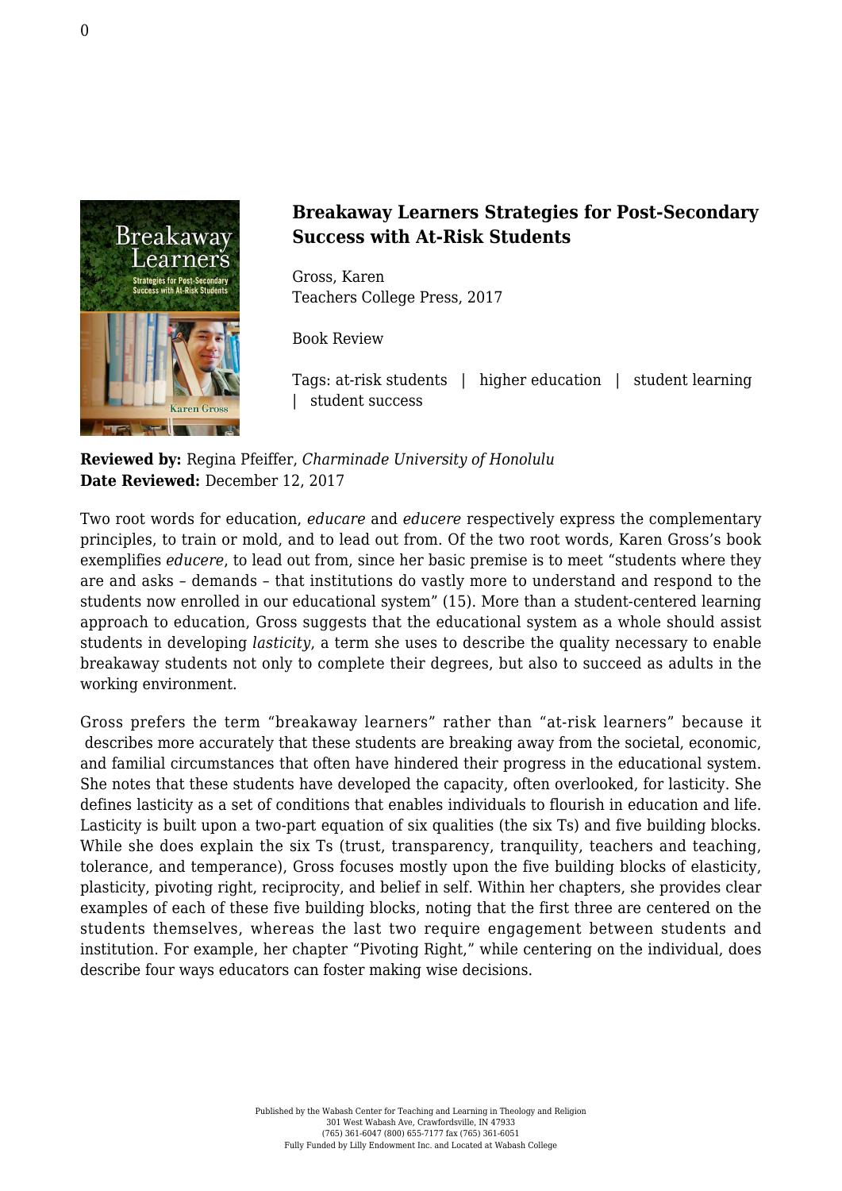## Breakaway Learners Strategies for Post-Secondary Success with At-Risk Students

Gross, Karen
Teachers College Press, 2017

Book Review

Tags: at-risk students | higher education | student learning | student success

**Reviewed by:** Regina Pfeiffer, *Charminade University of Honolulu*
**Date Reviewed:** December 12, 2017

Two root words for education, *educare* and *educere* respectively express the complementary principles, to train or mold, and to lead out from. Of the two root words, Karen Gross's book exemplifies *educere*, to lead out from, since her basic premise is to meet "students where they are and asks – demands – that institutions do vastly more to understand and respond to the students now enrolled in our educational system" (15). More than a student-centered learning approach to education, Gross suggests that the educational system as a whole should assist students in developing *lasticity*, a term she uses to describe the quality necessary to enable breakaway students not only to complete their degrees, but also to succeed as adults in the working environment.

Gross prefers the term "breakaway learners" rather than "at-risk learners" because it describes more accurately that these students are breaking away from the societal, economic, and familial circumstances that often have hindered their progress in the educational system. She notes that these students have developed the capacity, often overlooked, for lasticity. She defines lasticity as a set of conditions that enables individuals to flourish in education and life. Lasticity is built upon a two-part equation of six qualities (the six Ts) and five building blocks. While she does explain the six Ts (trust, transparency, tranquility, teachers and teaching, tolerance, and temperance), Gross focuses mostly upon the five building blocks of elasticity, plasticity, pivoting right, reciprocity, and belief in self. Within her chapters, she provides clear examples of each of these five building blocks, noting that the first three are centered on the students themselves, whereas the last two require engagement between students and institution. For example, her chapter "Pivoting Right," while centering on the individual, does describe four ways educators can foster making wise decisions.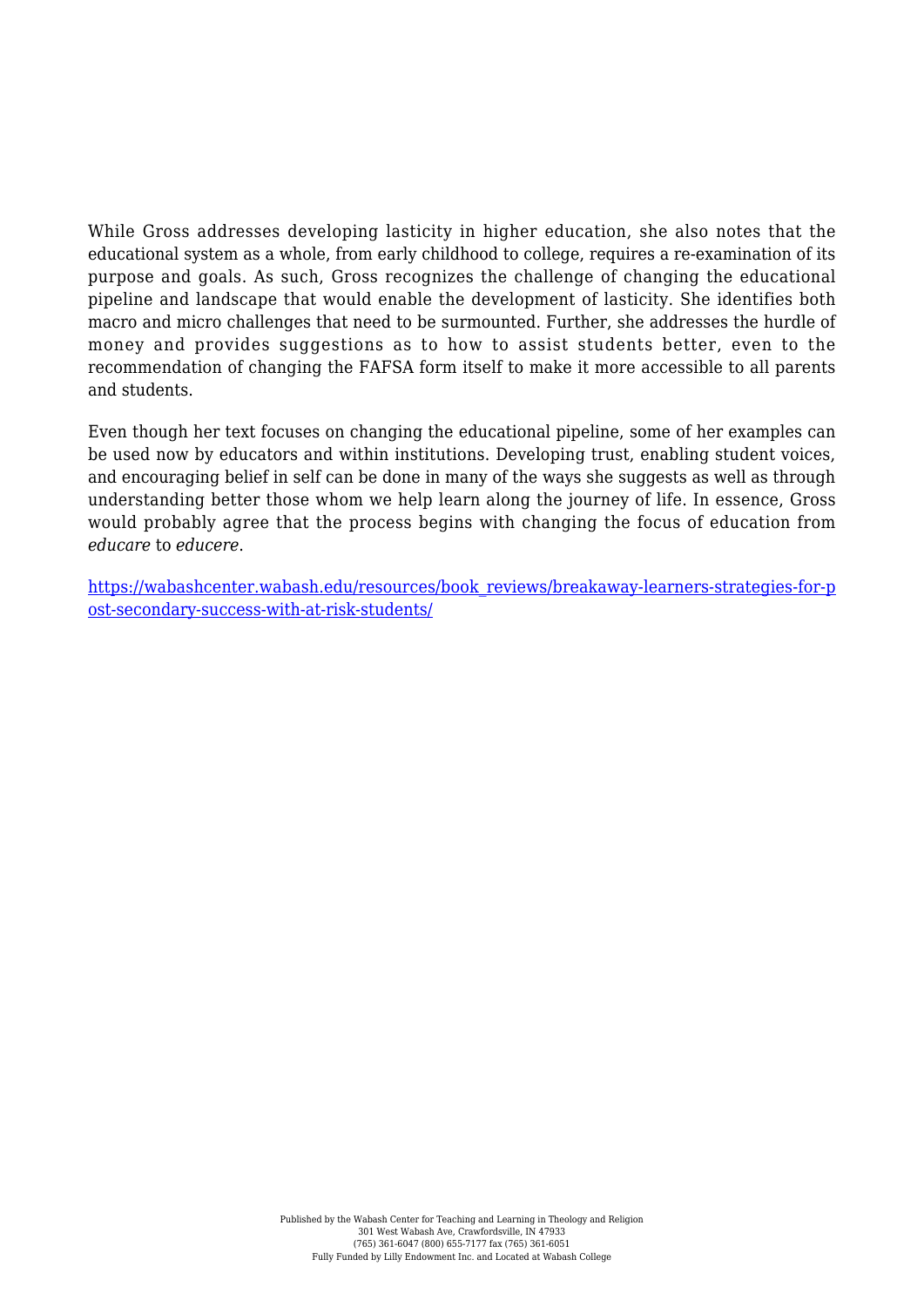While Gross addresses developing lasticity in higher education, she also notes that the educational system as a whole, from early childhood to college, requires a re-examination of its purpose and goals. As such, Gross recognizes the challenge of changing the educational pipeline and landscape that would enable the development of lasticity. She identifies both macro and micro challenges that need to be surmounted. Further, she addresses the hurdle of money and provides suggestions as to how to assist students better, even to the recommendation of changing the FAFSA form itself to make it more accessible to all parents and students.

Even though her text focuses on changing the educational pipeline, some of her examples can be used now by educators and within institutions. Developing trust, enabling student voices, and encouraging belief in self can be done in many of the ways she suggests as well as through understanding better those whom we help learn along the journey of life. In essence, Gross would probably agree that the process begins with changing the focus of education from *educare* to *educere*.

https://wabashcenter.wabash.edu/resources/book_reviews/breakaway-learners-strategies-for-post-secondary-success-with-at-risk-students/